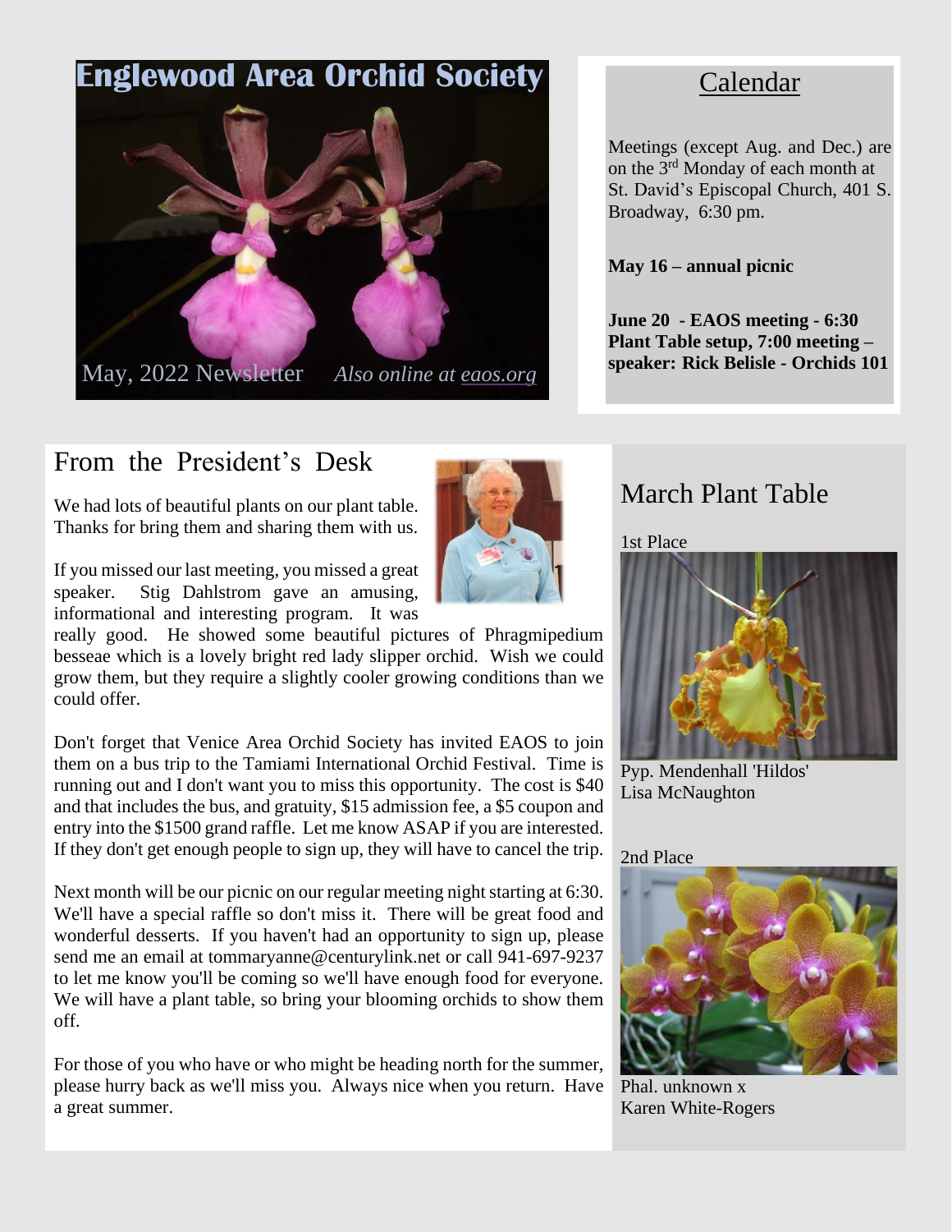# Englewood Area Orchid Society

May, 2022 Newsletter *Also online at eaos.org*

## Calendar

Meetings (except Aug. and Dec.) are on the 3rd Monday of each month at St. David's Episcopal Church, 401 S. Broadway, 6:30 pm.

**May 16 – annual picnic**

**June 20 - EAOS meeting - 6:30 Plant Table setup, 7:00 meeting – speaker: Rick Belisle - Orchids 101**

## From the President's Desk

We had lots of beautiful plants on our plant table. Thanks for bring them and sharing them with us.

If you missed our last meeting, you missed a great speaker. Stig Dahlstrom gave an amusing, informational and interesting program. It was really good. He showed some beautiful pictures of Phragmipedium besseae which is a lovely bright red lady slipper orchid. Wish we could grow them, but they require a slightly cooler growing conditions than we could offer.

Don't forget that Venice Area Orchid Society has invited EAOS to join them on a bus trip to the Tamiami International Orchid Festival. Time is running out and I don't want you to miss this opportunity. The cost is $40 and that includes the bus, and gratuity, $15 admission fee, a $5 coupon and entry into the $1500 grand raffle. Let me know ASAP if you are interested. If they don't get enough people to sign up, they will have to cancel the trip.

Next month will be our picnic on our regular meeting night starting at 6:30. We'll have a special raffle so don't miss it. There will be great food and wonderful desserts. If you haven't had an opportunity to sign up, please send me an email at tommaryanne@centurylink.net or call 941-697-9237 to let me know you'll be coming so we'll have enough food for everyone. We will have a plant table, so bring your blooming orchids to show them off.

For those of you who have or who might be heading north for the summer, please hurry back as we'll miss you. Always nice when you return. Have a great summer.

## March Plant Table

1st Place

Pyp. Mendenhall 'Hildos'
Lisa McNaughton

2nd Place

Phal. unknown x
Karen White-Rogers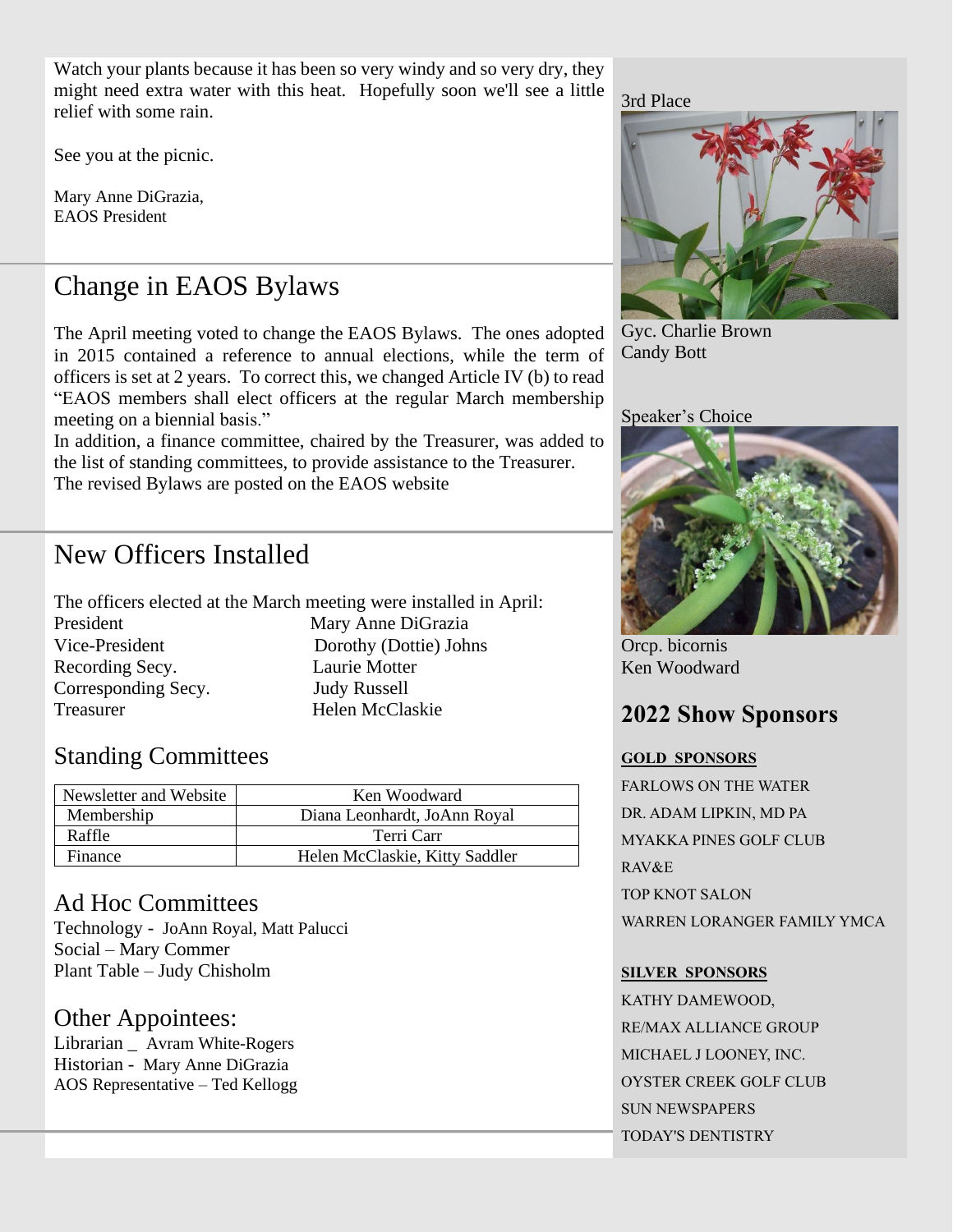Watch your plants because it has been so very windy and so very dry, they might need extra water with this heat. Hopefully soon we'll see a little relief with some rain.

See you at the picnic.

Mary Anne DiGrazia,
EAOS President

## Change in EAOS Bylaws

The April meeting voted to change the EAOS Bylaws. The ones adopted in 2015 contained a reference to annual elections, while the term of officers is set at 2 years. To correct this, we changed Article IV (b) to read "EAOS members shall elect officers at the regular March membership meeting on a biennial basis."
In addition, a finance committee, chaired by the Treasurer, was added to the list of standing committees, to provide assistance to the Treasurer.
The revised Bylaws are posted on the EAOS website

## New Officers Installed

The officers elected at the March meeting were installed in April:

| | |
|---|---|
| President | Mary Anne DiGrazia |
| Vice-President | Dorothy (Dottie) Johns |
| Recording Secy. | Laurie Motter |
| Corresponding Secy. | Judy Russell |
| Treasurer | Helen McClaskie |

## Standing Committees

| | |
|---|---|
| Newsletter and Website | Ken Woodward |
| Membership | Diana Leonhardt, JoAnn Royal |
| Raffle | Terri Carr |
| Finance | Helen McClaskie, Kitty Saddler |

## Ad Hoc Committees

Technology - JoAnn Royal, Matt Palucci
Social – Mary Commer
Plant Table – Judy Chisholm

## Other Appointees:

Librarian _ Avram White-Rogers
Historian - Mary Anne DiGrazia
AOS Representative – Ted Kellogg

3rd Place

Gyc. Charlie Brown
Candy Bott

Speaker's Choice

Orcp. bicornis
Ken Woodward

## 2022 Show Sponsors

**GOLD SPONSORS**

FARLOWS ON THE WATER
DR. ADAM LIPKIN, MD PA
MYAKKA PINES GOLF CLUB
RAV&E
TOP KNOT SALON
WARREN LORANGER FAMILY YMCA

**SILVER SPONSORS**

KATHY DAMEWOOD,
RE/MAX ALLIANCE GROUP
MICHAEL J LOONEY, INC.
OYSTER CREEK GOLF CLUB
SUN NEWSPAPERS
TODAY'S DENTISTRY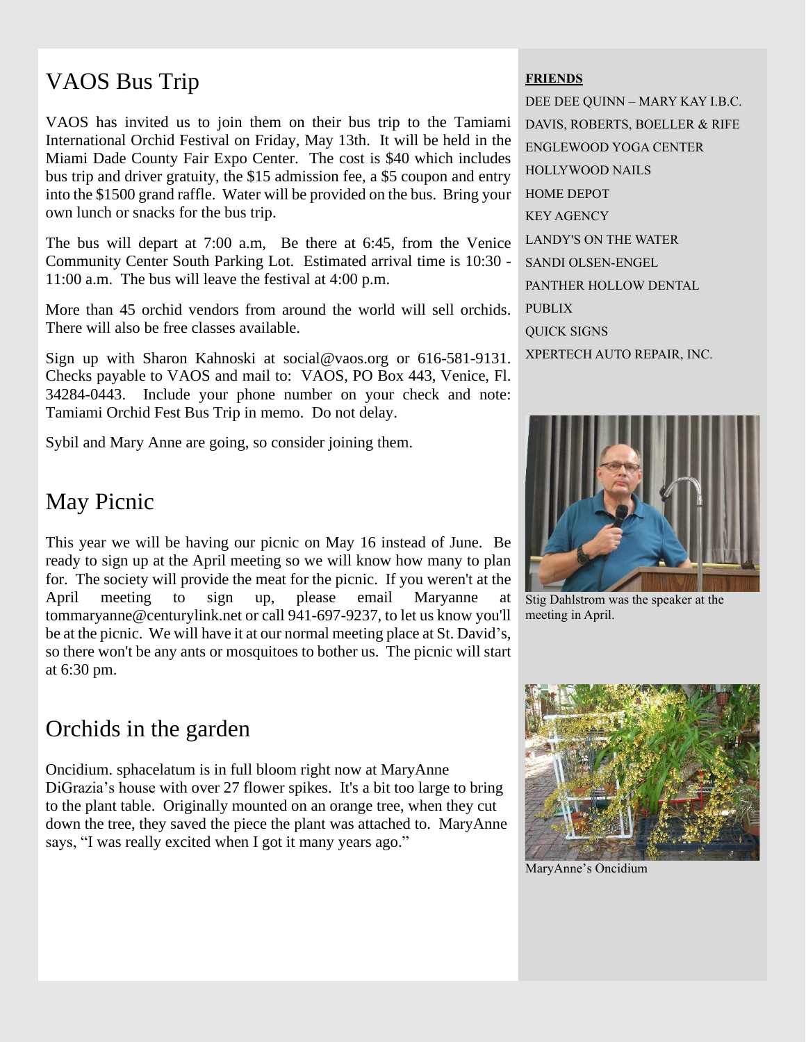## VAOS Bus Trip

VAOS has invited us to join them on their bus trip to the Tamiami International Orchid Festival on Friday, May 13th. It will be held in the Miami Dade County Fair Expo Center. The cost is $40 which includes bus trip and driver gratuity, the $15 admission fee, a $5 coupon and entry into the $1500 grand raffle. Water will be provided on the bus. Bring your own lunch or snacks for the bus trip.

The bus will depart at 7:00 a.m, Be there at 6:45, from the Venice Community Center South Parking Lot. Estimated arrival time is 10:30 - 11:00 a.m. The bus will leave the festival at 4:00 p.m.

More than 45 orchid vendors from around the world will sell orchids. There will also be free classes available.

Sign up with Sharon Kahnoski at social@vaos.org or 616-581-9131. Checks payable to VAOS and mail to: VAOS, PO Box 443, Venice, Fl. 34284-0443. Include your phone number on your check and note: Tamiami Orchid Fest Bus Trip in memo. Do not delay.

Sybil and Mary Anne are going, so consider joining them.

## May Picnic

This year we will be having our picnic on May 16 instead of June. Be ready to sign up at the April meeting so we will know how many to plan for. The society will provide the meat for the picnic. If you weren't at the April meeting to sign up, please email Maryanne at tommaryanne@centurylink.net or call 941-697-9237, to let us know you'll be at the picnic. We will have it at our normal meeting place at St. David's, so there won't be any ants or mosquitoes to bother us. The picnic will start at 6:30 pm.

## Orchids in the garden

Oncidium. sphacelatum is in full bloom right now at MaryAnne DiGrazia's house with over 27 flower spikes. It's a bit too large to bring to the plant table. Originally mounted on an orange tree, when they cut down the tree, they saved the piece the plant was attached to. MaryAnne says, "I was really excited when I got it many years ago."

**FRIENDS**

DEE DEE QUINN – MARY KAY I.B.C.
DAVIS, ROBERTS, BOELLER & RIFE
ENGLEWOOD YOGA CENTER
HOLLYWOOD NAILS
HOME DEPOT
KEY AGENCY
LANDY'S ON THE WATER
SANDI OLSEN-ENGEL
PANTHER HOLLOW DENTAL
PUBLIX
QUICK SIGNS
XPERTECH AUTO REPAIR, INC.

Stig Dahlstrom was the speaker at the meeting in April.

MaryAnne's Oncidium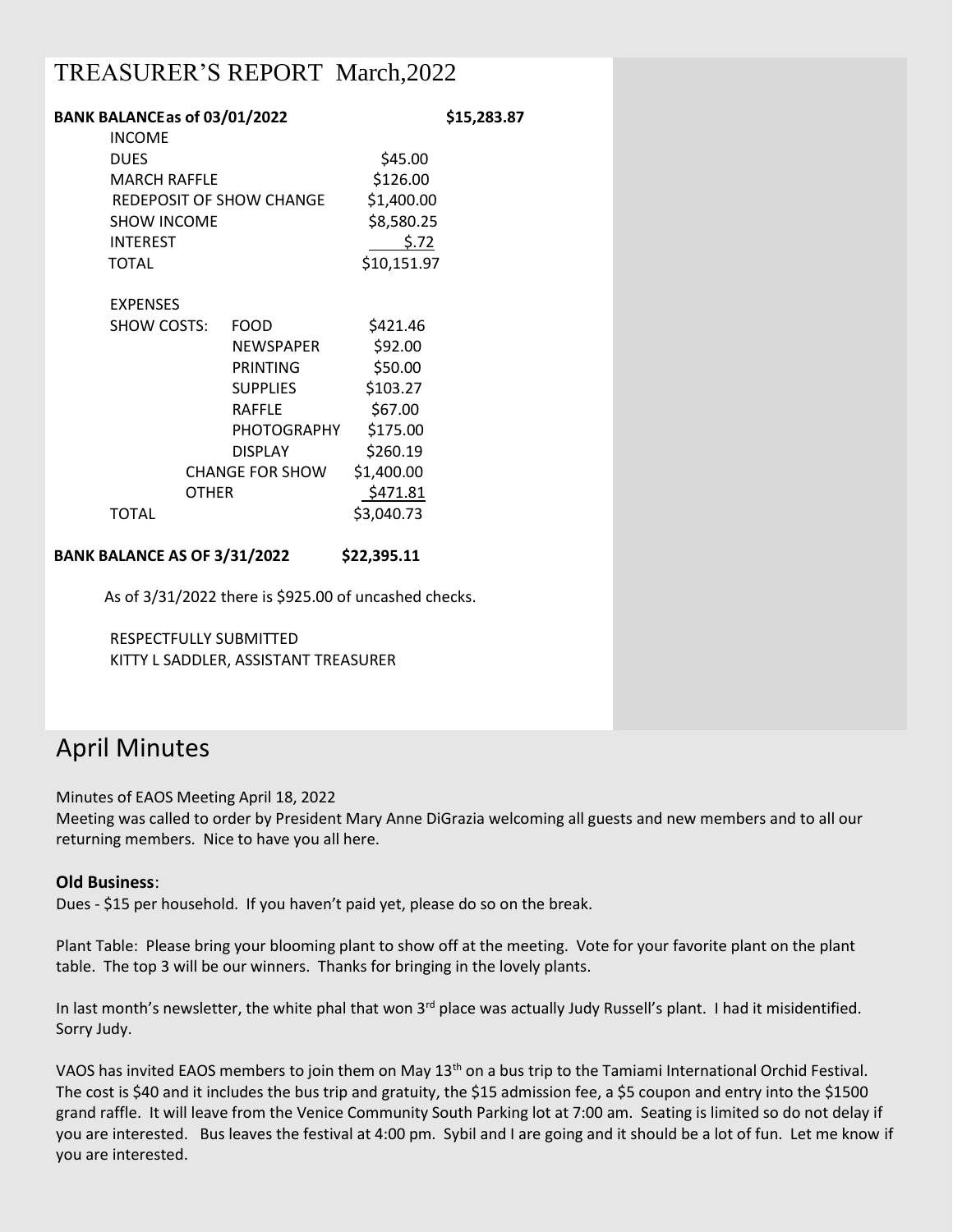# TREASURER'S REPORT March,2022

| | | | |
|---|---|---|---|
| **BANK BALANCE as of 03/01/2022** | | | **$15,283.87** |
| INCOME | | | |
| DUES | | $45.00 | |
| MARCH RAFFLE | | $126.00 | |
| REDEPOSIT OF SHOW CHANGE | | $1,400.00 | |
| SHOW INCOME | | $8,580.25 | |
| INTEREST | | $.72 | |
| TOTAL | | $10,151.97 | |
| EXPENSES | | | |
| SHOW COSTS: | FOOD | $421.46 | |
| | NEWSPAPER | $92.00 | |
| | PRINTING | $50.00 | |
| | SUPPLIES | $103.27 | |
| | RAFFLE | $67.00 | |
| | PHOTOGRAPHY | $175.00 | |
| | DISPLAY | $260.19 | |
| | CHANGE FOR SHOW | $1,400.00 | |
| | OTHER | $471.81 | |
| TOTAL | | $3,040.73 | |
| **BANK BALANCE AS OF 3/31/2022** | | **$22,395.11** | |

As of 3/31/2022 there is $925.00 of uncashed checks.

RESPECTFULLY SUBMITTED
KITTY L SADDLER, ASSISTANT TREASURER

# April Minutes

Minutes of EAOS Meeting April 18, 2022
Meeting was called to order by President Mary Anne DiGrazia welcoming all guests and new members and to all our returning members. Nice to have you all here.

**Old Business**:

Dues - $15 per household. If you haven't paid yet, please do so on the break.

Plant Table: Please bring your blooming plant to show off at the meeting. Vote for your favorite plant on the plant table. The top 3 will be our winners. Thanks for bringing in the lovely plants.

In last month's newsletter, the white phal that won 3rd place was actually Judy Russell's plant. I had it misidentified. Sorry Judy.

VAOS has invited EAOS members to join them on May 13th on a bus trip to the Tamiami International Orchid Festival. The cost is $40 and it includes the bus trip and gratuity, the $15 admission fee, a $5 coupon and entry into the $1500 grand raffle. It will leave from the Venice Community South Parking lot at 7:00 am. Seating is limited so do not delay if you are interested. Bus leaves the festival at 4:00 pm. Sybil and I are going and it should be a lot of fun. Let me know if you are interested.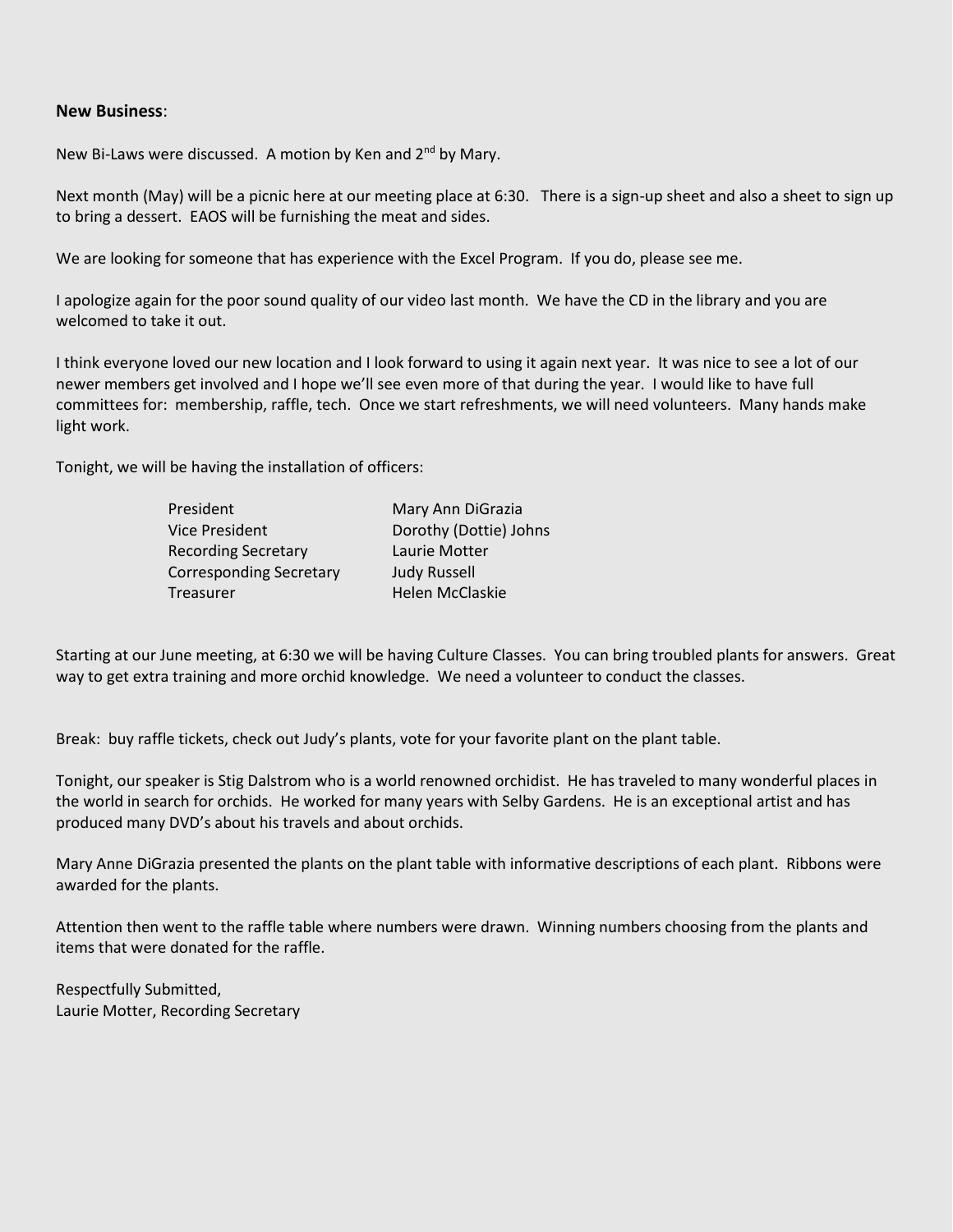**New Business**:

New Bi-Laws were discussed. A motion by Ken and 2nd by Mary.

Next month (May) will be a picnic here at our meeting place at 6:30. There is a sign-up sheet and also a sheet to sign up to bring a dessert. EAOS will be furnishing the meat and sides.

We are looking for someone that has experience with the Excel Program. If you do, please see me.

I apologize again for the poor sound quality of our video last month. We have the CD in the library and you are welcomed to take it out.

I think everyone loved our new location and I look forward to using it again next year. It was nice to see a lot of our newer members get involved and I hope we'll see even more of that during the year. I would like to have full committees for: membership, raffle, tech. Once we start refreshments, we will need volunteers. Many hands make light work.

Tonight, we will be having the installation of officers:

| | |
|---|---|
| President | Mary Ann DiGrazia |
| Vice President | Dorothy (Dottie) Johns |
| Recording Secretary | Laurie Motter |
| Corresponding Secretary | Judy Russell |
| Treasurer | Helen McClaskie |

Starting at our June meeting, at 6:30 we will be having Culture Classes. You can bring troubled plants for answers. Great way to get extra training and more orchid knowledge. We need a volunteer to conduct the classes.

Break: buy raffle tickets, check out Judy's plants, vote for your favorite plant on the plant table.

Tonight, our speaker is Stig Dalstrom who is a world renowned orchidist. He has traveled to many wonderful places in the world in search for orchids. He worked for many years with Selby Gardens. He is an exceptional artist and has produced many DVD's about his travels and about orchids.

Mary Anne DiGrazia presented the plants on the plant table with informative descriptions of each plant. Ribbons were awarded for the plants.

Attention then went to the raffle table where numbers were drawn. Winning numbers choosing from the plants and items that were donated for the raffle.

Respectfully Submitted,
Laurie Motter, Recording Secretary